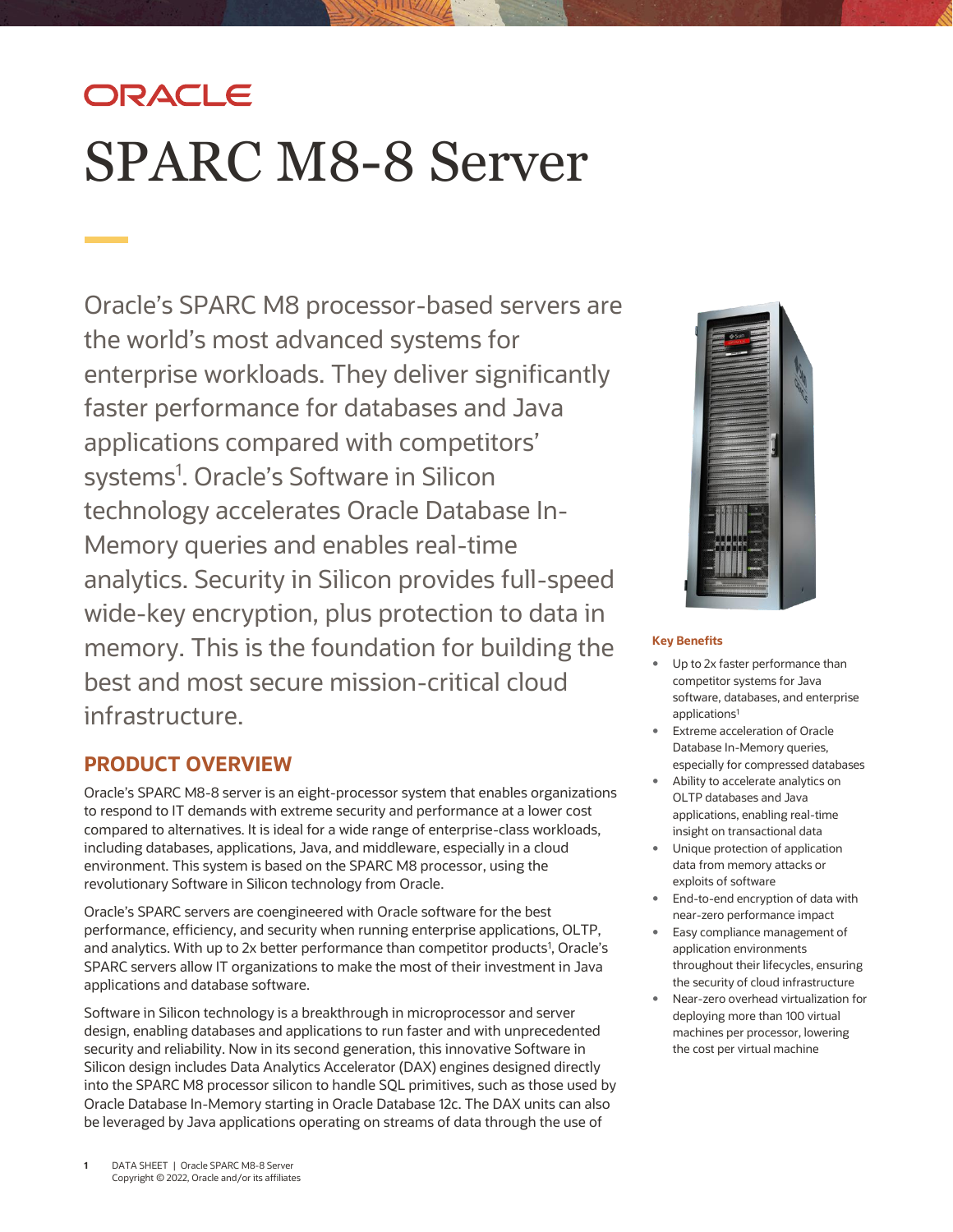# SPARC M8-8 Server

Oracle's SPARC M8 processor-based servers are the world's most advanced systems for enterprise workloads. They deliver significantly faster performance for databases and Java applications compared with competitors' systems[1]. Oracle's Software in Silicon technology accelerates Oracle Database In-Memory queries and enables real-time analytics. Security in Silicon provides full-speed wide-key encryption, plus protection to data in memory. This is the foundation for building the best and most secure mission-critical cloud infrastructure.

## PRODUCT OVERVIEW

Oracle's SPARC M8-8 server is an eight-processor system that enables organizations to respond to IT demands with extreme security and performance at a lower cost compared to alternatives. It is ideal for a wide range of enterprise-class workloads, including databases, applications, Java, and middleware, especially in a cloud environment. This system is based on the SPARC M8 processor, using the revolutionary Software in Silicon technology from Oracle.

Oracle's SPARC servers are coengineered with Oracle software for the best performance, efficiency, and security when running enterprise applications, OLTP, and analytics. With up to 2x better performance than competitor products[1], Oracle's SPARC servers allow IT organizations to make the most of their investment in Java applications and database software.

Software in Silicon technology is a breakthrough in microprocessor and server design, enabling databases and applications to run faster and with unprecedented security and reliability. Now in its second generation, this innovative Software in Silicon design includes Data Analytics Accelerator (DAX) engines designed directly into the SPARC M8 processor silicon to handle SQL primitives, such as those used by Oracle Database In-Memory starting in Oracle Database 12c. The DAX units can also be leveraged by Java applications operating on streams of data through the use of

**Key Benefits**

- Up to 2x faster performance than competitor systems for Java software, databases, and enterprise applications[1]
- Extreme acceleration of Oracle Database In-Memory queries, especially for compressed databases
- Ability to accelerate analytics on OLTP databases and Java applications, enabling real-time insight on transactional data
- Unique protection of application data from memory attacks or exploits of software
- End-to-end encryption of data with near-zero performance impact
- Easy compliance management of application environments throughout their lifecycles, ensuring the security of cloud infrastructure
- Near-zero overhead virtualization for deploying more than 100 virtual machines per processor, lowering the cost per virtual machine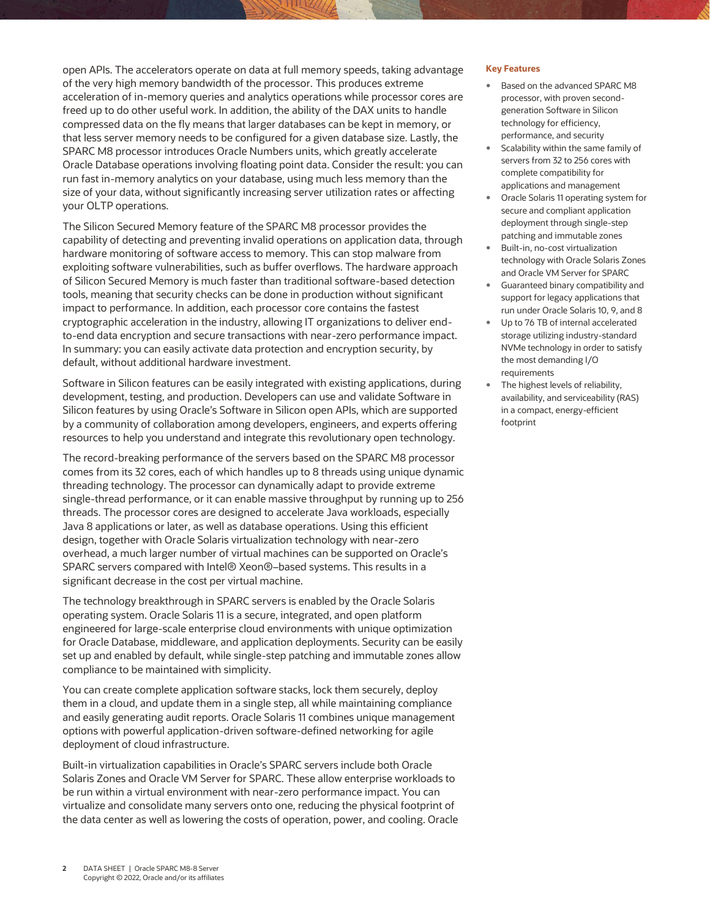open APIs. The accelerators operate on data at full memory speeds, taking advantage of the very high memory bandwidth of the processor. This produces extreme acceleration of in-memory queries and analytics operations while processor cores are freed up to do other useful work. In addition, the ability of the DAX units to handle compressed data on the fly means that larger databases can be kept in memory, or that less server memory needs to be configured for a given database size. Lastly, the SPARC M8 processor introduces Oracle Numbers units, which greatly accelerate Oracle Database operations involving floating point data. Consider the result: you can run fast in-memory analytics on your database, using much less memory than the size of your data, without significantly increasing server utilization rates or affecting your OLTP operations.

The Silicon Secured Memory feature of the SPARC M8 processor provides the capability of detecting and preventing invalid operations on application data, through hardware monitoring of software access to memory. This can stop malware from exploiting software vulnerabilities, such as buffer overflows. The hardware approach of Silicon Secured Memory is much faster than traditional software-based detection tools, meaning that security checks can be done in production without significant impact to performance. In addition, each processor core contains the fastest cryptographic acceleration in the industry, allowing IT organizations to deliver end-to-end data encryption and secure transactions with near-zero performance impact. In summary: you can easily activate data protection and encryption security, by default, without additional hardware investment.

Software in Silicon features can be easily integrated with existing applications, during development, testing, and production. Developers can use and validate Software in Silicon features by using Oracle's Software in Silicon open APIs, which are supported by a community of collaboration among developers, engineers, and experts offering resources to help you understand and integrate this revolutionary open technology.

The record-breaking performance of the servers based on the SPARC M8 processor comes from its 32 cores, each of which handles up to 8 threads using unique dynamic threading technology. The processor can dynamically adapt to provide extreme single-thread performance, or it can enable massive throughput by running up to 256 threads. The processor cores are designed to accelerate Java workloads, especially Java 8 applications or later, as well as database operations. Using this efficient design, together with Oracle Solaris virtualization technology with near-zero overhead, a much larger number of virtual machines can be supported on Oracle's SPARC servers compared with Intel® Xeon®–based systems. This results in a significant decrease in the cost per virtual machine.

The technology breakthrough in SPARC servers is enabled by the Oracle Solaris operating system. Oracle Solaris 11 is a secure, integrated, and open platform engineered for large-scale enterprise cloud environments with unique optimization for Oracle Database, middleware, and application deployments. Security can be easily set up and enabled by default, while single-step patching and immutable zones allow compliance to be maintained with simplicity.

You can create complete application software stacks, lock them securely, deploy them in a cloud, and update them in a single step, all while maintaining compliance and easily generating audit reports. Oracle Solaris 11 combines unique management options with powerful application-driven software-defined networking for agile deployment of cloud infrastructure.

Built-in virtualization capabilities in Oracle's SPARC servers include both Oracle Solaris Zones and Oracle VM Server for SPARC. These allow enterprise workloads to be run within a virtual environment with near-zero performance impact. You can virtualize and consolidate many servers onto one, reducing the physical footprint of the data center as well as lowering the costs of operation, power, and cooling. Oracle

**Key Features**

- Based on the advanced SPARC M8 processor, with proven second-generation Software in Silicon technology for efficiency, performance, and security
- Scalability within the same family of servers from 32 to 256 cores with complete compatibility for applications and management
- Oracle Solaris 11 operating system for secure and compliant application deployment through single-step patching and immutable zones
- Built-in, no-cost virtualization technology with Oracle Solaris Zones and Oracle VM Server for SPARC
- Guaranteed binary compatibility and support for legacy applications that run under Oracle Solaris 10, 9, and 8
- Up to 76 TB of internal accelerated storage utilizing industry-standard NVMe technology in order to satisfy the most demanding I/O requirements
- The highest levels of reliability, availability, and serviceability (RAS) in a compact, energy-efficient footprint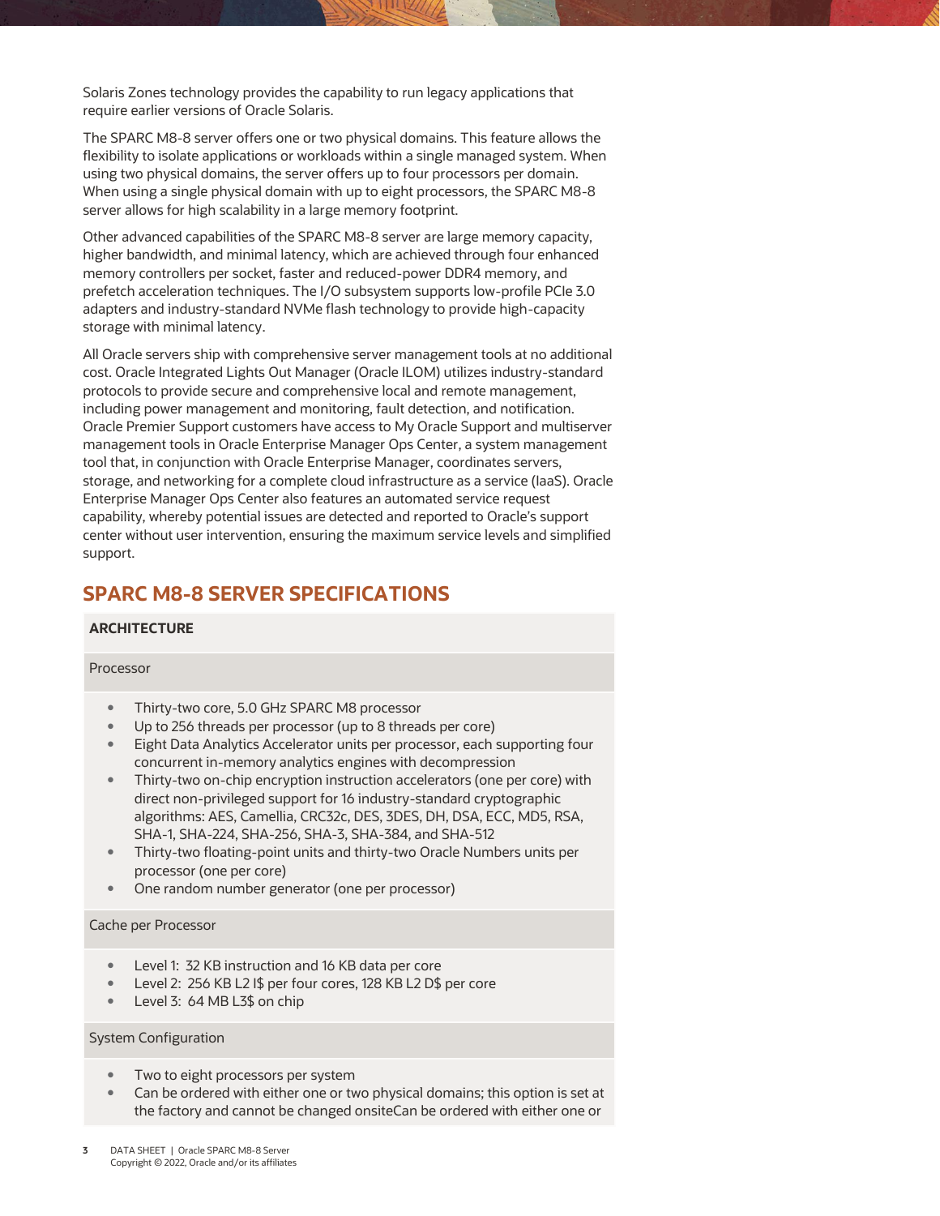Solaris Zones technology provides the capability to run legacy applications that require earlier versions of Oracle Solaris.

The SPARC M8-8 server offers one or two physical domains. This feature allows the flexibility to isolate applications or workloads within a single managed system. When using two physical domains, the server offers up to four processors per domain. When using a single physical domain with up to eight processors, the SPARC M8-8 server allows for high scalability in a large memory footprint.

Other advanced capabilities of the SPARC M8-8 server are large memory capacity, higher bandwidth, and minimal latency, which are achieved through four enhanced memory controllers per socket, faster and reduced-power DDR4 memory, and prefetch acceleration techniques. The I/O subsystem supports low-profile PCIe 3.0 adapters and industry-standard NVMe flash technology to provide high-capacity storage with minimal latency.

All Oracle servers ship with comprehensive server management tools at no additional cost. Oracle Integrated Lights Out Manager (Oracle ILOM) utilizes industry-standard protocols to provide secure and comprehensive local and remote management, including power management and monitoring, fault detection, and notification. Oracle Premier Support customers have access to My Oracle Support and multiserver management tools in Oracle Enterprise Manager Ops Center, a system management tool that, in conjunction with Oracle Enterprise Manager, coordinates servers, storage, and networking for a complete cloud infrastructure as a service (IaaS). Oracle Enterprise Manager Ops Center also features an automated service request capability, whereby potential issues are detected and reported to Oracle's support center without user intervention, ensuring the maximum service levels and simplified support.

## SPARC M8-8 SERVER SPECIFICATIONS

### ARCHITECTURE

**Processor**

- Thirty-two core, 5.0 GHz SPARC M8 processor
- Up to 256 threads per processor (up to 8 threads per core)
- Eight Data Analytics Accelerator units per processor, each supporting four concurrent in-memory analytics engines with decompression
- Thirty-two on-chip encryption instruction accelerators (one per core) with direct non-privileged support for 16 industry-standard cryptographic algorithms: AES, Camellia, CRC32c, DES, 3DES, DH, DSA, ECC, MD5, RSA, SHA-1, SHA-224, SHA-256, SHA-3, SHA-384, and SHA-512
- Thirty-two floating-point units and thirty-two Oracle Numbers units per processor (one per core)
- One random number generator (one per processor)

**Cache per Processor**

- Level 1: 32 KB instruction and 16 KB data per core
- Level 2: 256 KB L2 I$ per four cores, 128 KB L2 D$ per core
- Level 3: 64 MB L3$ on chip

**System Configuration**

- Two to eight processors per system
- Can be ordered with either one or two physical domains; this option is set at the factory and cannot be changed onsiteCan be ordered with either one or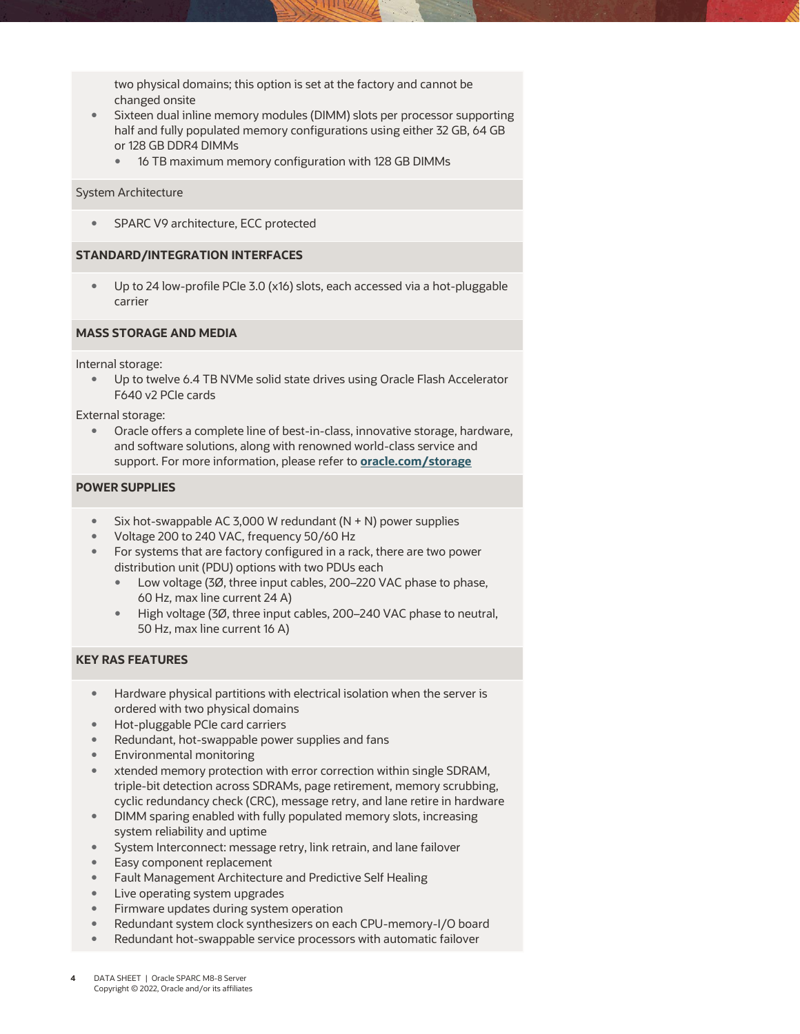two physical domains; this option is set at the factory and cannot be changed onsite
- Sixteen dual inline memory modules (DIMM) slots per processor supporting half and fully populated memory configurations using either 32 GB, 64 GB or 128 GB DDR4 DIMMs
    - 16 TB maximum memory configuration with 128 GB DIMMs

System Architecture

- SPARC V9 architecture, ECC protected

## STANDARD/INTEGRATION INTERFACES

- Up to 24 low-profile PCIe 3.0 (x16) slots, each accessed via a hot-pluggable carrier

## MASS STORAGE AND MEDIA

Internal storage:

- Up to twelve 6.4 TB NVMe solid state drives using Oracle Flash Accelerator F640 v2 PCIe cards

External storage:

- Oracle offers a complete line of best-in-class, innovative storage, hardware, and software solutions, along with renowned world-class service and support. For more information, please refer to **oracle.com/storage**

## POWER SUPPLIES

- Six hot-swappable AC 3,000 W redundant (N + N) power supplies
- Voltage 200 to 240 VAC, frequency 50/60 Hz
- For systems that are factory configured in a rack, there are two power distribution unit (PDU) options with two PDUs each
    - Low voltage (3Ø, three input cables, 200–220 VAC phase to phase, 60 Hz, max line current 24 A)
    - High voltage (3Ø, three input cables, 200–240 VAC phase to neutral, 50 Hz, max line current 16 A)

## KEY RAS FEATURES

- Hardware physical partitions with electrical isolation when the server is ordered with two physical domains
- Hot-pluggable PCIe card carriers
- Redundant, hot-swappable power supplies and fans
- Environmental monitoring
- xtended memory protection with error correction within single SDRAM, triple-bit detection across SDRAMs, page retirement, memory scrubbing, cyclic redundancy check (CRC), message retry, and lane retire in hardware
- DIMM sparing enabled with fully populated memory slots, increasing system reliability and uptime
- System Interconnect: message retry, link retrain, and lane failover
- Easy component replacement
- Fault Management Architecture and Predictive Self Healing
- Live operating system upgrades
- Firmware updates during system operation
- Redundant system clock synthesizers on each CPU-memory-I/O board
- Redundant hot-swappable service processors with automatic failover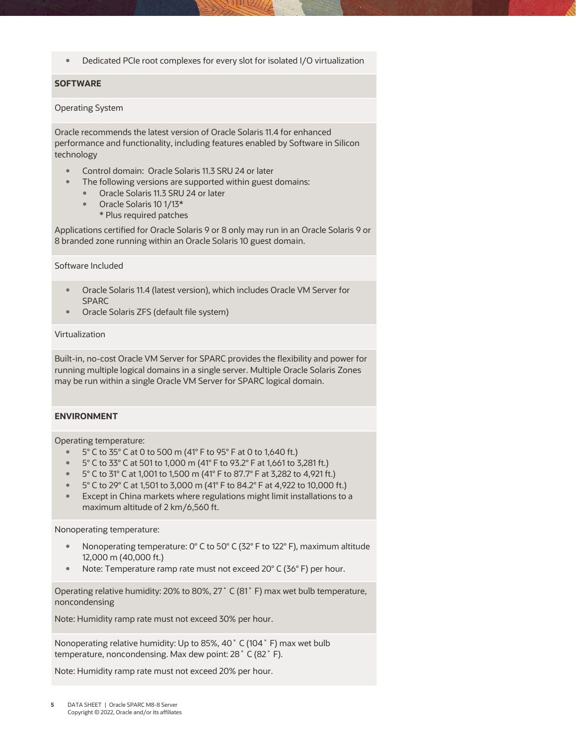- Dedicated PCIe root complexes for every slot for isolated I/O virtualization

**SOFTWARE**

Operating System

Oracle recommends the latest version of Oracle Solaris 11.4 for enhanced performance and functionality, including features enabled by Software in Silicon technology

- Control domain: Oracle Solaris 11.3 SRU 24 or later
- The following versions are supported within guest domains:
  - Oracle Solaris 11.3 SRU 24 or later
  - Oracle Solaris 10 1/13*
    * Plus required patches

Applications certified for Oracle Solaris 9 or 8 only may run in an Oracle Solaris 9 or 8 branded zone running within an Oracle Solaris 10 guest domain.

Software Included

- Oracle Solaris 11.4 (latest version), which includes Oracle VM Server for SPARC
- Oracle Solaris ZFS (default file system)

Virtualization

Built-in, no-cost Oracle VM Server for SPARC provides the flexibility and power for running multiple logical domains in a single server. Multiple Oracle Solaris Zones may be run within a single Oracle VM Server for SPARC logical domain.

**ENVIRONMENT**

Operating temperature:

- 5° C to 35° C at 0 to 500 m (41° F to 95° F at 0 to 1,640 ft.)
- 5° C to 33° C at 501 to 1,000 m (41° F to 93.2° F at 1,661 to 3,281 ft.)
- 5° C to 31° C at 1,001 to 1,500 m (41° F to 87.7° F at 3,282 to 4,921 ft.)
- 5° C to 29° C at 1,501 to 3,000 m (41° F to 84.2° F at 4,922 to 10,000 ft.)
- Except in China markets where regulations might limit installations to a maximum altitude of 2 km/6,560 ft.

Nonoperating temperature:

- Nonoperating temperature: 0° C to 50° C (32° F to 122° F), maximum altitude 12,000 m (40,000 ft.)
- Note: Temperature ramp rate must not exceed 20° C (36° F) per hour.

Operating relative humidity: 20% to 80%, 27° C (81° F) max wet bulb temperature, noncondensing

Note: Humidity ramp rate must not exceed 30% per hour.

Nonoperating relative humidity: Up to 85%, 40° C (104° F) max wet bulb temperature, noncondensing. Max dew point: 28° C (82° F).

Note: Humidity ramp rate must not exceed 20% per hour.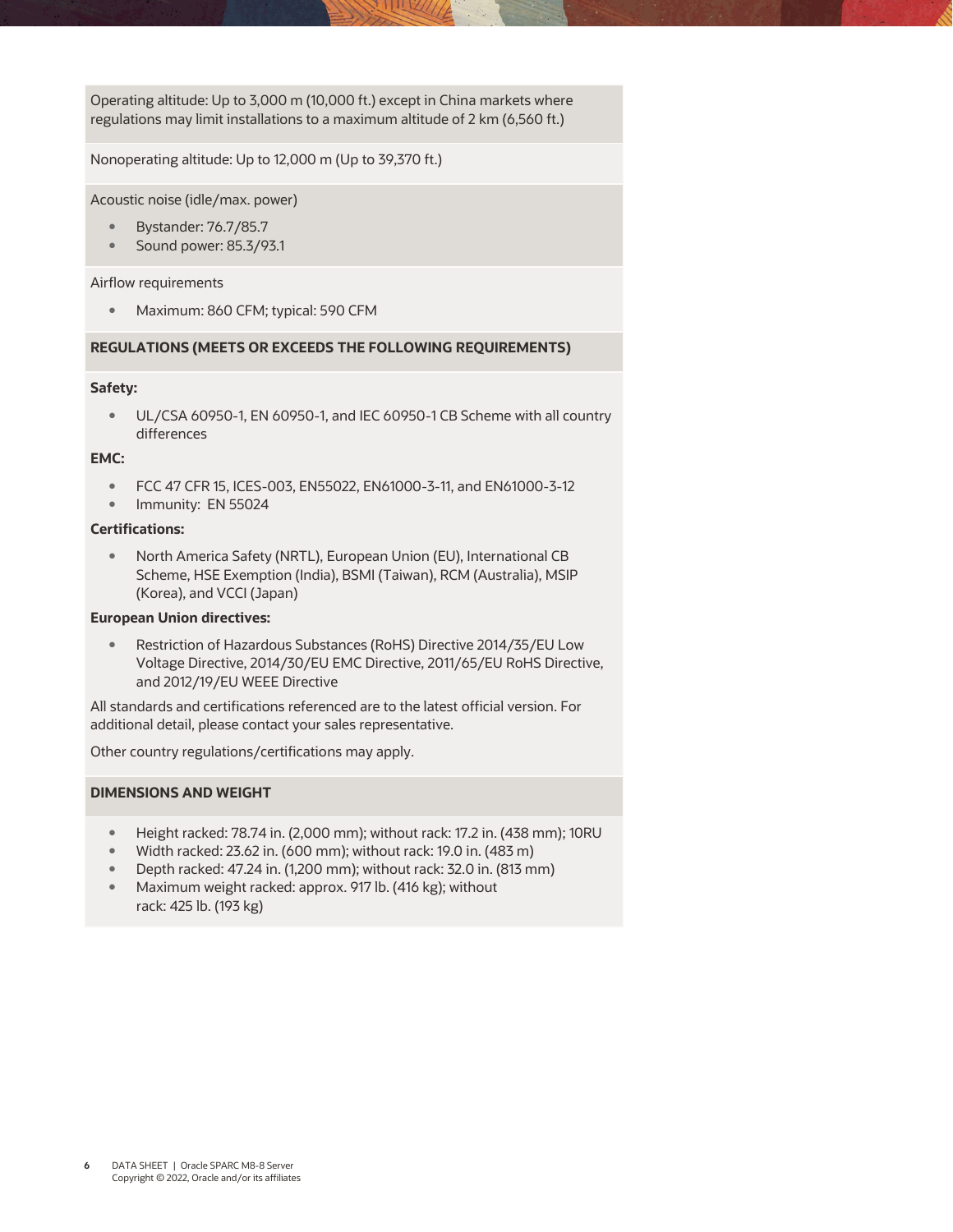Operating altitude: Up to 3,000 m (10,000 ft.) except in China markets where regulations may limit installations to a maximum altitude of 2 km (6,560 ft.)

Nonoperating altitude: Up to 12,000 m (Up to 39,370 ft.)

Acoustic noise (idle/max. power)

- Bystander: 76.7/85.7
- Sound power: 85.3/93.1

Airflow requirements

- Maximum: 860 CFM; typical: 590 CFM

## REGULATIONS (MEETS OR EXCEEDS THE FOLLOWING REQUIREMENTS)

**Safety:**

- UL/CSA 60950-1, EN 60950-1, and IEC 60950-1 CB Scheme with all country differences

**EMC:**

- FCC 47 CFR 15, ICES-003, EN55022, EN61000-3-11, and EN61000-3-12
- Immunity: EN 55024

**Certifications:**

- North America Safety (NRTL), European Union (EU), International CB Scheme, HSE Exemption (India), BSMI (Taiwan), RCM (Australia), MSIP (Korea), and VCCI (Japan)

**European Union directives:**

- Restriction of Hazardous Substances (RoHS) Directive 2014/35/EU Low Voltage Directive, 2014/30/EU EMC Directive, 2011/65/EU RoHS Directive, and 2012/19/EU WEEE Directive

All standards and certifications referenced are to the latest official version. For additional detail, please contact your sales representative.

Other country regulations/certifications may apply.

## DIMENSIONS AND WEIGHT

- Height racked: 78.74 in. (2,000 mm); without rack: 17.2 in. (438 mm); 10RU
- Width racked: 23.62 in. (600 mm); without rack: 19.0 in. (483 m)
- Depth racked: 47.24 in. (1,200 mm); without rack: 32.0 in. (813 mm)
- Maximum weight racked: approx. 917 lb. (416 kg); without rack: 425 lb. (193 kg)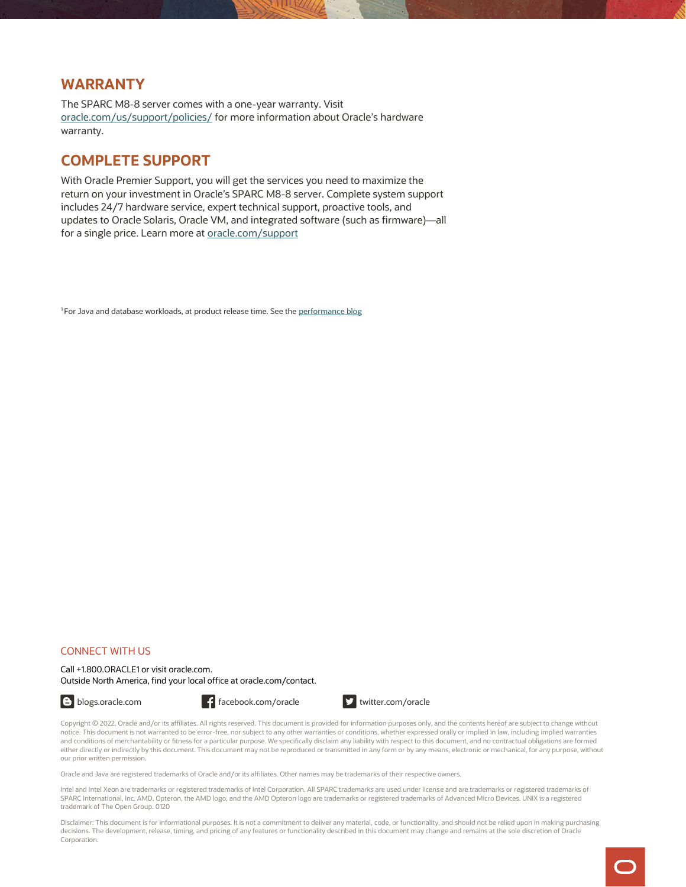## WARRANTY

The SPARC M8-8 server comes with a one-year warranty. Visit oracle.com/us/support/policies/ for more information about Oracle's hardware warranty.

## COMPLETE SUPPORT

With Oracle Premier Support, you will get the services you need to maximize the return on your investment in Oracle's SPARC M8-8 server. Complete system support includes 24/7 hardware service, expert technical support, proactive tools, and updates to Oracle Solaris, Oracle VM, and integrated software (such as firmware)—all for a single price. Learn more at oracle.com/support

[1] For Java and database workloads, at product release time. See the performance blog

### CONNECT WITH US

Call +1.800.ORACLE1 or visit oracle.com.
Outside North America, find your local office at oracle.com/contact.

blogs.oracle.com | facebook.com/oracle | twitter.com/oracle

Copyright © 2022, Oracle and/or its affiliates. All rights reserved. This document is provided for information purposes only, and the contents hereof are subject to change without notice. This document is not warranted to be error-free, nor subject to any other warranties or conditions, whether expressed orally or implied in law, including implied warranties and conditions of merchantability or fitness for a particular purpose. We specifically disclaim any liability with respect to this document, and no contractual obligations are formed either directly or indirectly by this document. This document may not be reproduced or transmitted in any form or by any means, electronic or mechanical, for any purpose, without our prior written permission.

Oracle and Java are registered trademarks of Oracle and/or its affiliates. Other names may be trademarks of their respective owners.

Intel and Intel Xeon are trademarks or registered trademarks of Intel Corporation. All SPARC trademarks are used under license and are trademarks or registered trademarks of SPARC International, Inc. AMD, Opteron, the AMD logo, and the AMD Opteron logo are trademarks or registered trademarks of Advanced Micro Devices. UNIX is a registered trademark of The Open Group. 0120

Disclaimer: This document is for informational purposes. It is not a commitment to deliver any material, code, or functionality, and should not be relied upon in making purchasing decisions. The development, release, timing, and pricing of any features or functionality described in this document may change and remains at the sole discretion of Oracle Corporation.